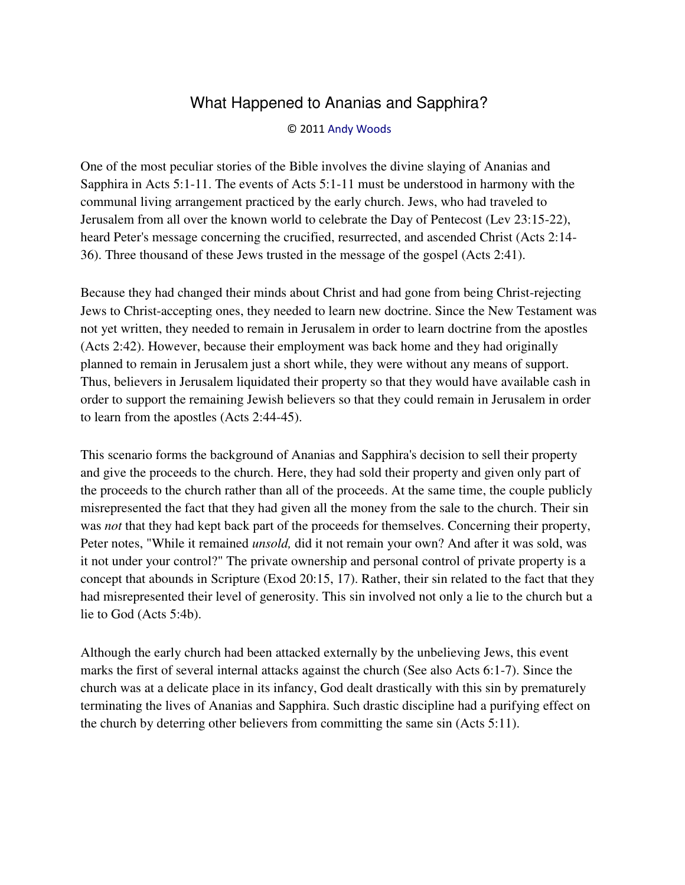# What Happened to Ananias and Sapphira?

© 2011 Andy Woods

One of the most peculiar stories of the Bible involves the divine slaying of Ananias and Sapphira in Acts 5:1-11. The events of Acts 5:1-11 must be understood in harmony with the communal living arrangement practiced by the early church. Jews, who had traveled to Jerusalem from all over the known world to celebrate the Day of Pentecost (Lev 23:15-22), heard Peter's message concerning the crucified, resurrected, and ascended Christ (Acts 2:14-36). Three thousand of these Jews trusted in the message of the gospel (Acts 2:41).

Because they had changed their minds about Christ and had gone from being Christ-rejecting Jews to Christ-accepting ones, they needed to learn new doctrine. Since the New Testament was not yet written, they needed to remain in Jerusalem in order to learn doctrine from the apostles (Acts 2:42). However, because their employment was back home and they had originally planned to remain in Jerusalem just a short while, they were without any means of support. Thus, believers in Jerusalem liquidated their property so that they would have available cash in order to support the remaining Jewish believers so that they could remain in Jerusalem in order to learn from the apostles (Acts 2:44-45).

This scenario forms the background of Ananias and Sapphira's decision to sell their property and give the proceeds to the church. Here, they had sold their property and given only part of the proceeds to the church rather than all of the proceeds. At the same time, the couple publicly misrepresented the fact that they had given all the money from the sale to the church. Their sin was *not* that they had kept back part of the proceeds for themselves. Concerning their property, Peter notes, "While it remained *unsold,* did it not remain your own? And after it was sold, was it not under your control?" The private ownership and personal control of private property is a concept that abounds in Scripture (Exod 20:15, 17). Rather, their sin related to the fact that they had misrepresented their level of generosity. This sin involved not only a lie to the church but a lie to God (Acts 5:4b).

Although the early church had been attacked externally by the unbelieving Jews, this event marks the first of several internal attacks against the church (See also Acts 6:1-7). Since the church was at a delicate place in its infancy, God dealt drastically with this sin by prematurely terminating the lives of Ananias and Sapphira. Such drastic discipline had a purifying effect on the church by deterring other believers from committing the same sin (Acts 5:11).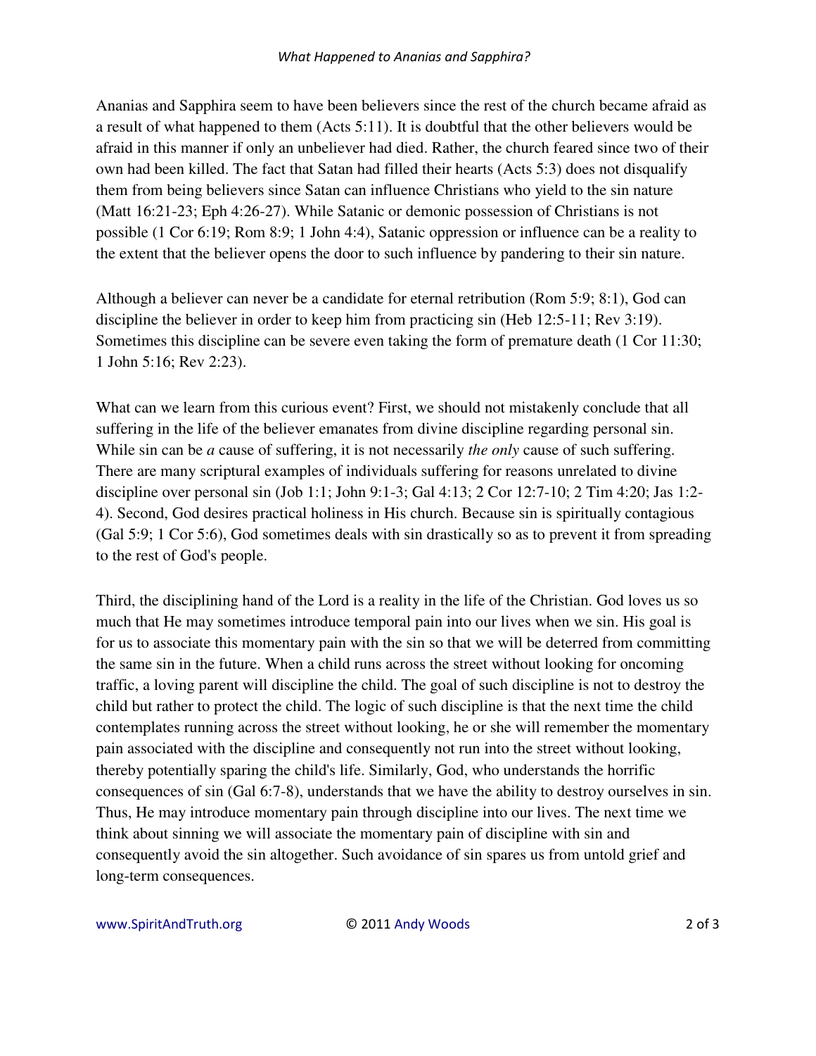Ananias and Sapphira seem to have been believers since the rest of the church became afraid as a result of what happened to them (Acts 5:11). It is doubtful that the other believers would be afraid in this manner if only an unbeliever had died. Rather, the church feared since two of their own had been killed. The fact that Satan had filled their hearts (Acts 5:3) does not disqualify them from being believers since Satan can influence Christians who yield to the sin nature (Matt 16:21-23; Eph 4:26-27). While Satanic or demonic possession of Christians is not possible (1 Cor 6:19; Rom 8:9; 1 John 4:4), Satanic oppression or influence can be a reality to the extent that the believer opens the door to such influence by pandering to their sin nature.

Although a believer can never be a candidate for eternal retribution (Rom 5:9; 8:1), God can discipline the believer in order to keep him from practicing sin (Heb 12:5-11; Rev 3:19). Sometimes this discipline can be severe even taking the form of premature death (1 Cor 11:30; 1 John 5:16; Rev 2:23).

What can we learn from this curious event? First, we should not mistakenly conclude that all suffering in the life of the believer emanates from divine discipline regarding personal sin. While sin can be *a* cause of suffering, it is not necessarily *the only* cause of such suffering. There are many scriptural examples of individuals suffering for reasons unrelated to divine discipline over personal sin (Job 1:1; John 9:1-3; Gal 4:13; 2 Cor 12:7-10; 2 Tim 4:20; Jas 1:2-4). Second, God desires practical holiness in His church. Because sin is spiritually contagious (Gal 5:9; 1 Cor 5:6), God sometimes deals with sin drastically so as to prevent it from spreading to the rest of God's people.

Third, the disciplining hand of the Lord is a reality in the life of the Christian. God loves us so much that He may sometimes introduce temporal pain into our lives when we sin. His goal is for us to associate this momentary pain with the sin so that we will be deterred from committing the same sin in the future. When a child runs across the street without looking for oncoming traffic, a loving parent will discipline the child. The goal of such discipline is not to destroy the child but rather to protect the child. The logic of such discipline is that the next time the child contemplates running across the street without looking, he or she will remember the momentary pain associated with the discipline and consequently not run into the street without looking, thereby potentially sparing the child's life. Similarly, God, who understands the horrific consequences of sin (Gal 6:7-8), understands that we have the ability to destroy ourselves in sin. Thus, He may introduce momentary pain through discipline into our lives. The next time we think about sinning we will associate the momentary pain of discipline with sin and consequently avoid the sin altogether. Such avoidance of sin spares us from untold grief and long-term consequences.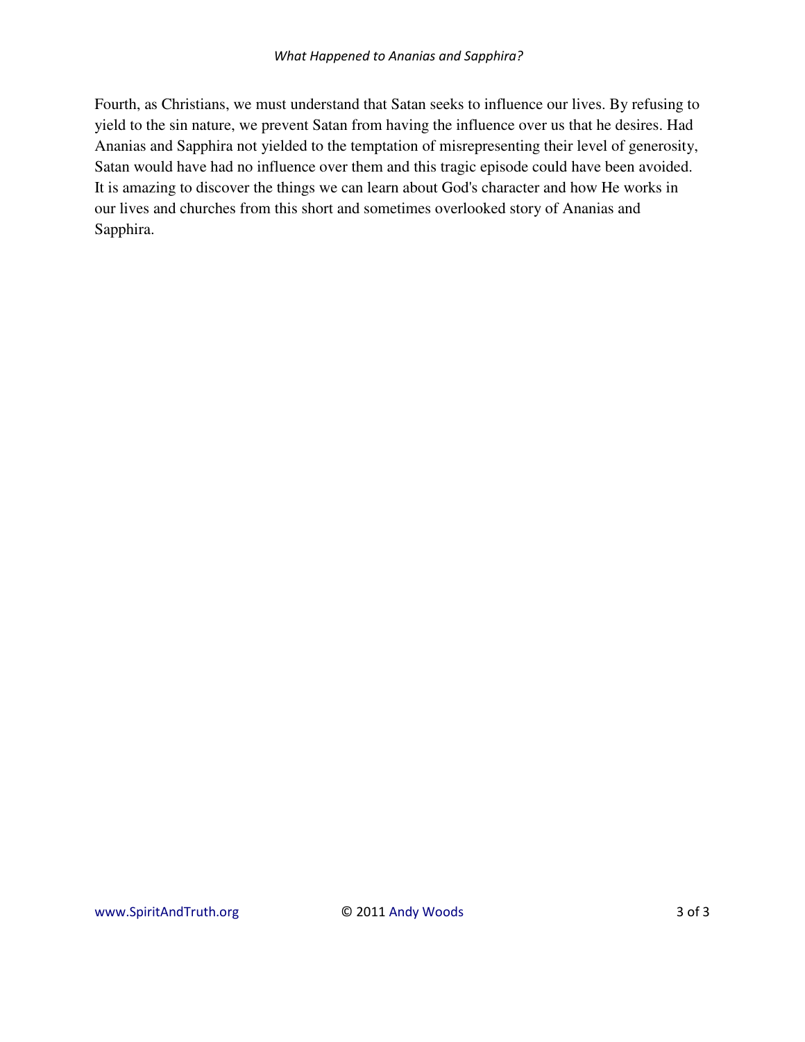Fourth, as Christians, we must understand that Satan seeks to influence our lives. By refusing to yield to the sin nature, we prevent Satan from having the influence over us that he desires. Had Ananias and Sapphira not yielded to the temptation of misrepresenting their level of generosity, Satan would have had no influence over them and this tragic episode could have been avoided. It is amazing to discover the things we can learn about God's character and how He works in our lives and churches from this short and sometimes overlooked story of Ananias and Sapphira.